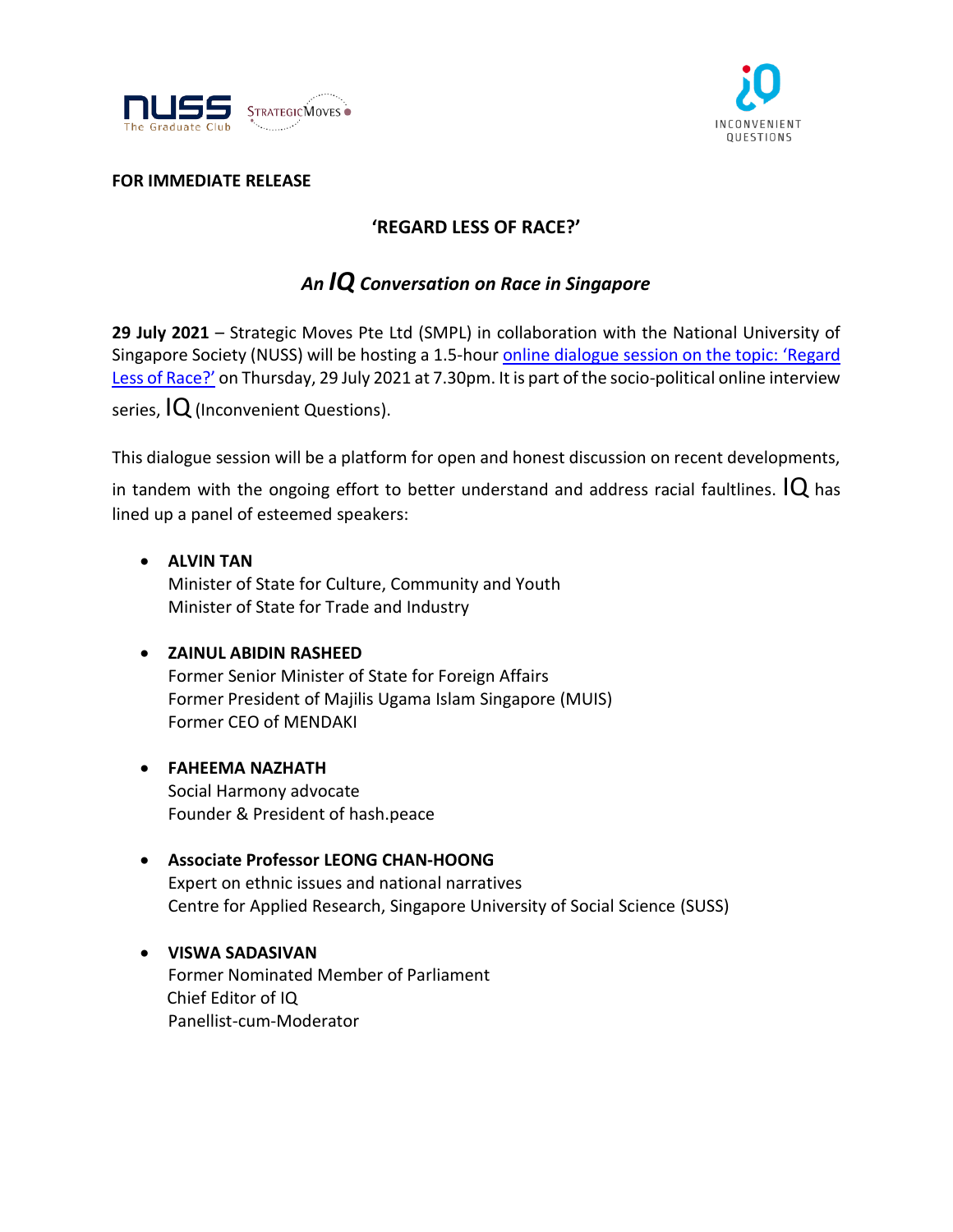**FOR IMMEDIATE RELEASE**

## 'REGARD LESS OF RACE?'

### *An IQ Conversation on Race in Singapore*

**29 July 2021** – Strategic Moves Pte Ltd (SMPL) in collaboration with the National University of Singapore Society (NUSS) will be hosting a 1.5-hour online dialogue session on the topic: 'Regard Less of Race?' on Thursday, 29 July 2021 at 7.30pm. It is part of the socio-political online interview series, IQ (Inconvenient Questions).

This dialogue session will be a platform for open and honest discussion on recent developments, in tandem with the ongoing effort to better understand and address racial faultlines. IQ has lined up a panel of esteemed speakers:

- **ALVIN TAN**
  Minister of State for Culture, Community and Youth
  Minister of State for Trade and Industry

- **ZAINUL ABIDIN RASHEED**
  Former Senior Minister of State for Foreign Affairs
  Former President of Majilis Ugama Islam Singapore (MUIS)
  Former CEO of MENDAKI

- **FAHEEMA NAZHATH**
  Social Harmony advocate
  Founder & President of hash.peace

- **Associate Professor LEONG CHAN-HOONG**
  Expert on ethnic issues and national narratives
  Centre for Applied Research, Singapore University of Social Science (SUSS)

- **VISWA SADASIVAN**
  Former Nominated Member of Parliament
  Chief Editor of IQ
  Panellist-cum-Moderator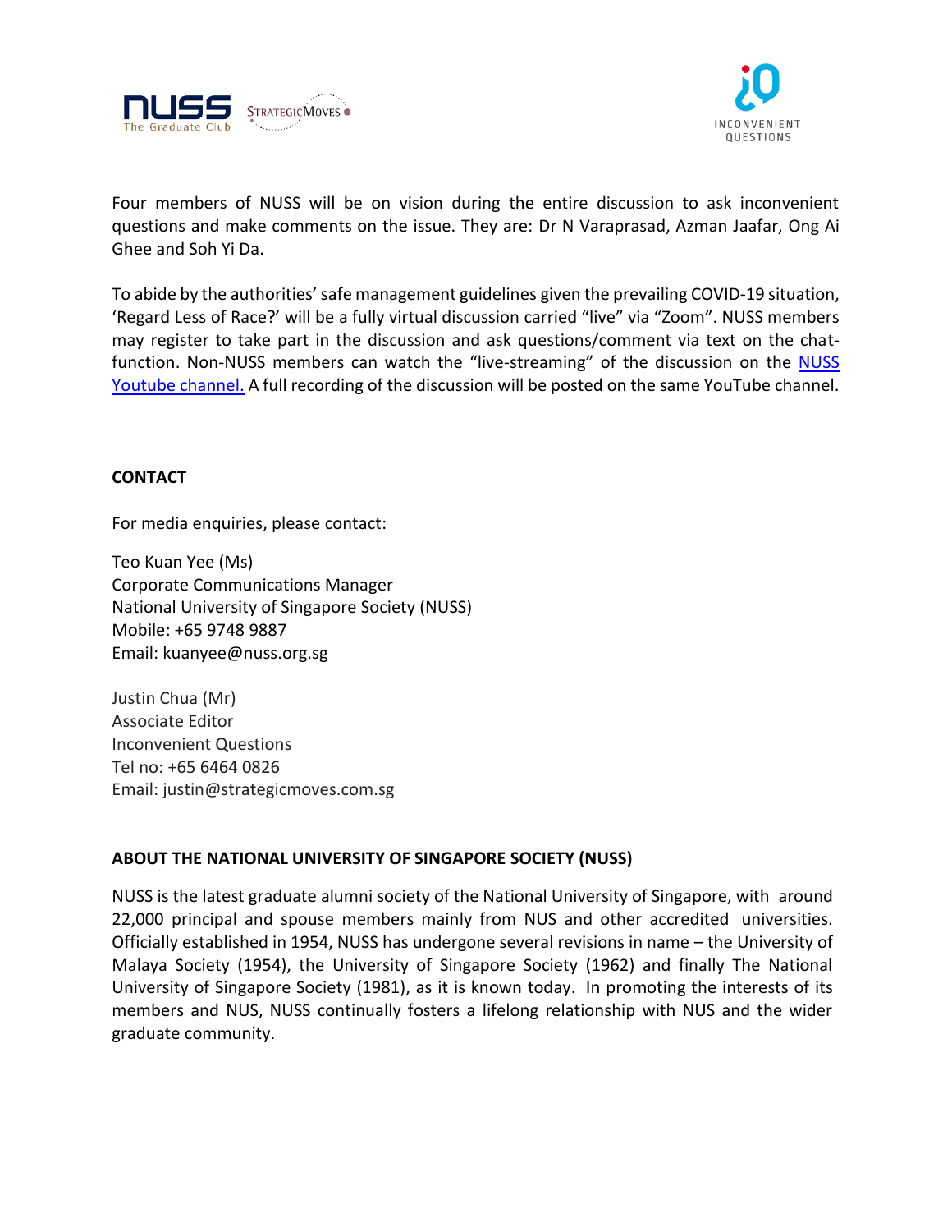Four members of NUSS will be on vision during the entire discussion to ask inconvenient questions and make comments on the issue. They are: Dr N Varaprasad, Azman Jaafar, Ong Ai Ghee and Soh Yi Da.

To abide by the authorities' safe management guidelines given the prevailing COVID-19 situation, 'Regard Less of Race?' will be a fully virtual discussion carried "live" via "Zoom". NUSS members may register to take part in the discussion and ask questions/comment via text on the chat-function. Non-NUSS members can watch the "live-streaming" of the discussion on the NUSS Youtube channel. A full recording of the discussion will be posted on the same YouTube channel.

## CONTACT

For media enquiries, please contact:

Teo Kuan Yee (Ms)
Corporate Communications Manager
National University of Singapore Society (NUSS)
Mobile: +65 9748 9887
Email: kuanyee@nuss.org.sg

Justin Chua (Mr)
Associate Editor
Inconvenient Questions
Tel no: +65 6464 0826
Email: justin@strategicmoves.com.sg

## ABOUT THE NATIONAL UNIVERSITY OF SINGAPORE SOCIETY (NUSS)

NUSS is the latest graduate alumni society of the National University of Singapore, with around 22,000 principal and spouse members mainly from NUS and other accredited universities. Officially established in 1954, NUSS has undergone several revisions in name – the University of Malaya Society (1954), the University of Singapore Society (1962) and finally The National University of Singapore Society (1981), as it is known today. In promoting the interests of its members and NUS, NUSS continually fosters a lifelong relationship with NUS and the wider graduate community.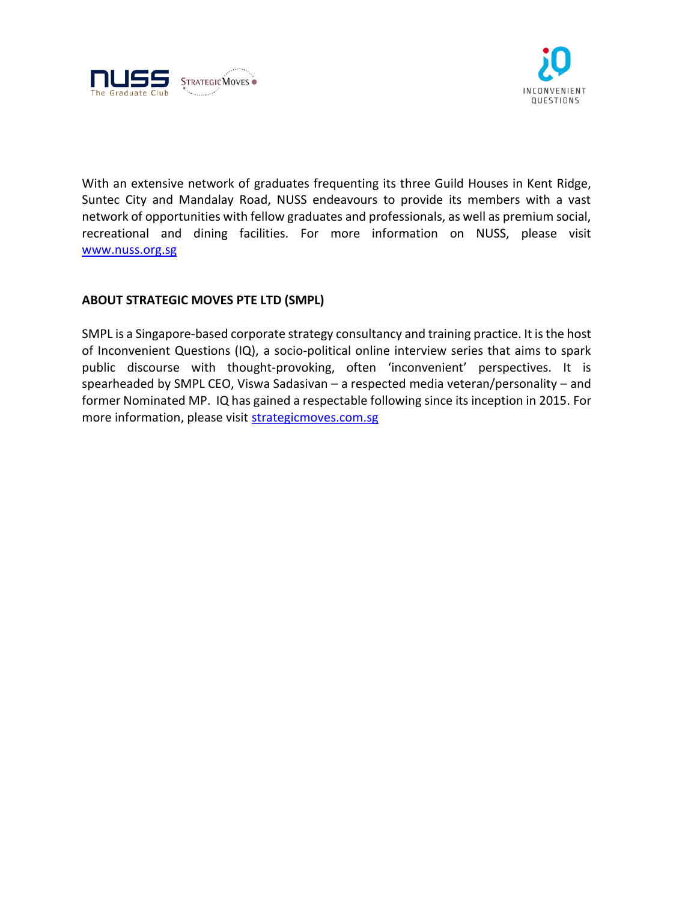With an extensive network of graduates frequenting its three Guild Houses in Kent Ridge, Suntec City and Mandalay Road, NUSS endeavours to provide its members with a vast network of opportunities with fellow graduates and professionals, as well as premium social, recreational and dining facilities. For more information on NUSS, please visit [www.nuss.org.sg](http://www.nuss.org.sg)

**ABOUT STRATEGIC MOVES PTE LTD (SMPL)**

SMPL is a Singapore-based corporate strategy consultancy and training practice. It is the host of Inconvenient Questions (IQ), a socio-political online interview series that aims to spark public discourse with thought-provoking, often 'inconvenient' perspectives. It is spearheaded by SMPL CEO, Viswa Sadasivan – a respected media veteran/personality – and former Nominated MP. IQ has gained a respectable following since its inception in 2015. For more information, please visit [strategicmoves.com.sg](http://strategicmoves.com.sg)